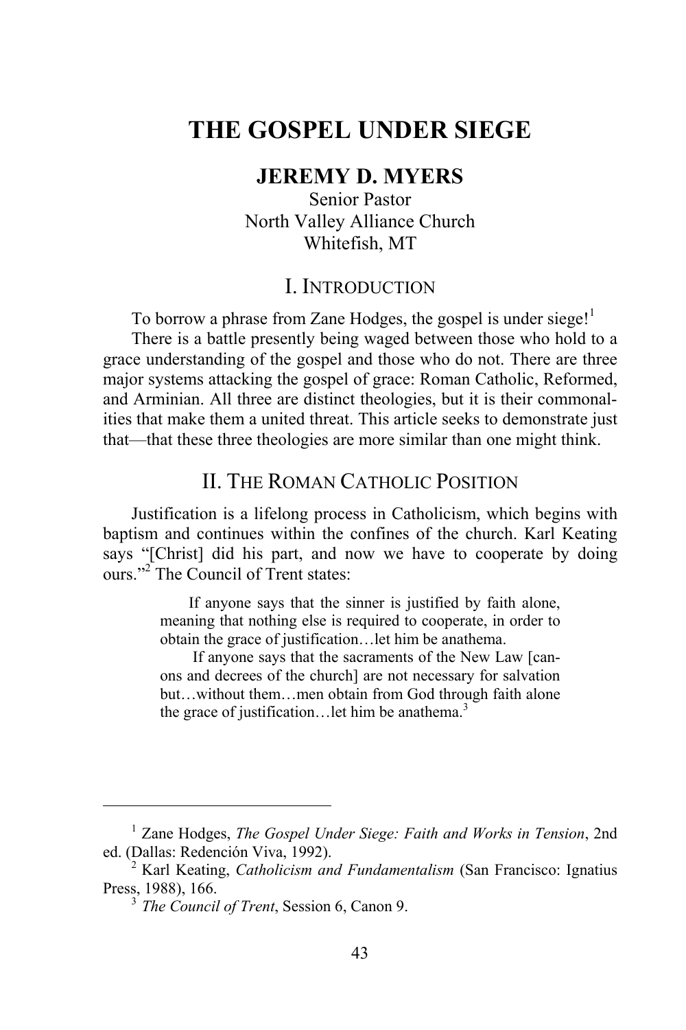# THE GOSPEL UNDER SIEGE

**JEREMY D. MYERS**
Senior Pastor
North Valley Alliance Church
Whitefish, MT

## I. INTRODUCTION

To borrow a phrase from Zane Hodges, the gospel is under siege![1]

There is a battle presently being waged between those who hold to a grace understanding of the gospel and those who do not. There are three major systems attacking the gospel of grace: Roman Catholic, Reformed, and Arminian. All three are distinct theologies, but it is their commonalities that make them a united threat. This article seeks to demonstrate just that—that these three theologies are more similar than one might think.

## II. THE ROMAN CATHOLIC POSITION

Justification is a lifelong process in Catholicism, which begins with baptism and continues within the confines of the church. Karl Keating says "[Christ] did his part, and now we have to cooperate by doing ours."[2] The Council of Trent states:

> If anyone says that the sinner is justified by faith alone, meaning that nothing else is required to cooperate, in order to obtain the grace of justification…let him be anathema.
>
> If anyone says that the sacraments of the New Law [canons and decrees of the church] are not necessary for salvation but…without them…men obtain from God through faith alone the grace of justification…let him be anathema.[3]

---

[1] Zane Hodges, *The Gospel Under Siege: Faith and Works in Tension*, 2nd ed. (Dallas: Redención Viva, 1992).

[2] Karl Keating, *Catholicism and Fundamentalism* (San Francisco: Ignatius Press, 1988), 166.

[3] *The Council of Trent*, Session 6, Canon 9.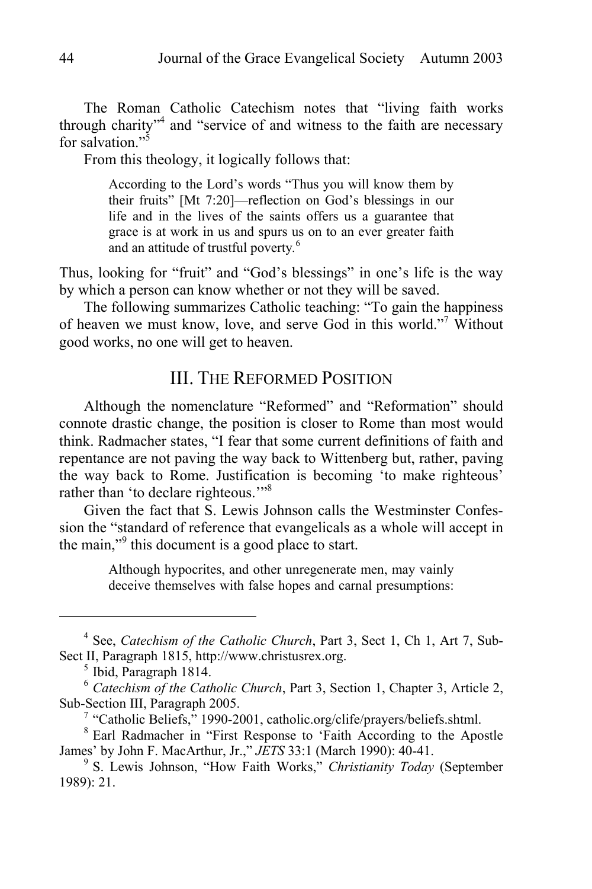The Roman Catholic Catechism notes that "living faith works through charity"[4] and "service of and witness to the faith are necessary for salvation."[5]

From this theology, it logically follows that:

> According to the Lord's words "Thus you will know them by their fruits" [Mt 7:20]—reflection on God's blessings in our life and in the lives of the saints offers us a guarantee that grace is at work in us and spurs us on to an ever greater faith and an attitude of trustful poverty.[6]

Thus, looking for "fruit" and "God's blessings" in one's life is the way by which a person can know whether or not they will be saved.

The following summarizes Catholic teaching: "To gain the happiness of heaven we must know, love, and serve God in this world."[7] Without good works, no one will get to heaven.

## III. The Reformed Position

Although the nomenclature "Reformed" and "Reformation" should connote drastic change, the position is closer to Rome than most would think. Radmacher states, "I fear that some current definitions of faith and repentance are not paving the way back to Wittenberg but, rather, paving the way back to Rome. Justification is becoming 'to make righteous' rather than 'to declare righteous.'"[8]

Given the fact that S. Lewis Johnson calls the Westminster Confession the "standard of reference that evangelicals as a whole will accept in the main,"[9] this document is a good place to start.

> Although hypocrites, and other unregenerate men, may vainly deceive themselves with false hopes and carnal presumptions:

---

[4] See, *Catechism of the Catholic Church*, Part 3, Sect 1, Ch 1, Art 7, Sub-Sect II, Paragraph 1815, http://www.christusrex.org.

[5] Ibid, Paragraph 1814.

[6] *Catechism of the Catholic Church*, Part 3, Section 1, Chapter 3, Article 2, Sub-Section III, Paragraph 2005.

[7] "Catholic Beliefs," 1990-2001, catholic.org/clife/prayers/beliefs.shtml.

[8] Earl Radmacher in "First Response to 'Faith According to the Apostle James' by John F. MacArthur, Jr.," *JETS* 33:1 (March 1990): 40-41.

[9] S. Lewis Johnson, "How Faith Works," *Christianity Today* (September 1989): 21.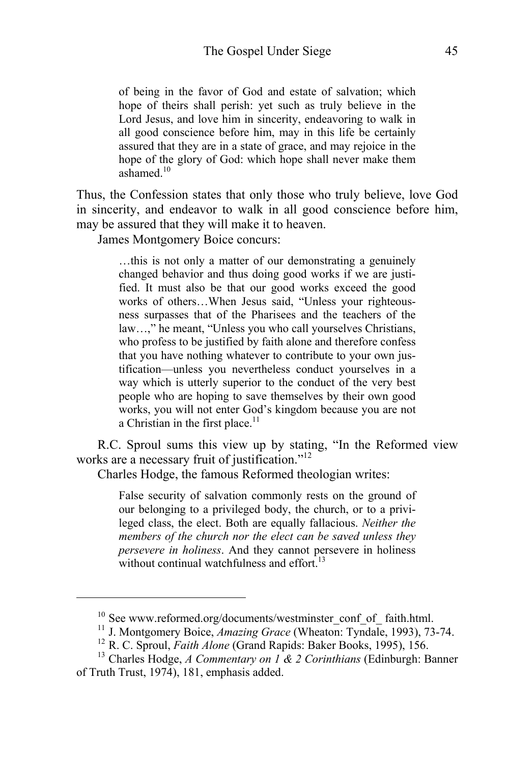> of being in the favor of God and estate of salvation; which hope of theirs shall perish: yet such as truly believe in the Lord Jesus, and love him in sincerity, endeavoring to walk in all good conscience before him, may in this life be certainly assured that they are in a state of grace, and may rejoice in the hope of the glory of God: which hope shall never make them ashamed.[10]

Thus, the Confession states that only those who truly believe, love God in sincerity, and endeavor to walk in all good conscience before him, may be assured that they will make it to heaven.

James Montgomery Boice concurs:

> …this is not only a matter of our demonstrating a genuinely changed behavior and thus doing good works if we are justified. It must also be that our good works exceed the good works of others…When Jesus said, "Unless your righteousness surpasses that of the Pharisees and the teachers of the law…," he meant, "Unless you who call yourselves Christians, who profess to be justified by faith alone and therefore confess that you have nothing whatever to contribute to your own justification—unless you nevertheless conduct yourselves in a way which is utterly superior to the conduct of the very best people who are hoping to save themselves by their own good works, you will not enter God's kingdom because you are not a Christian in the first place.[11]

R.C. Sproul sums this view up by stating, "In the Reformed view works are a necessary fruit of justification."[12]

Charles Hodge, the famous Reformed theologian writes:

> False security of salvation commonly rests on the ground of our belonging to a privileged body, the church, or to a privileged class, the elect. Both are equally fallacious. *Neither the members of the church nor the elect can be saved unless they persevere in holiness*. And they cannot persevere in holiness without continual watchfulness and effort.[13]

---

[10] See www.reformed.org/documents/westminster_conf_of_ faith.html.

[11] J. Montgomery Boice, *Amazing Grace* (Wheaton: Tyndale, 1993), 73-74.

[12] R. C. Sproul, *Faith Alone* (Grand Rapids: Baker Books, 1995), 156.

[13] Charles Hodge, *A Commentary on 1 & 2 Corinthians* (Edinburgh: Banner of Truth Trust, 1974), 181, emphasis added.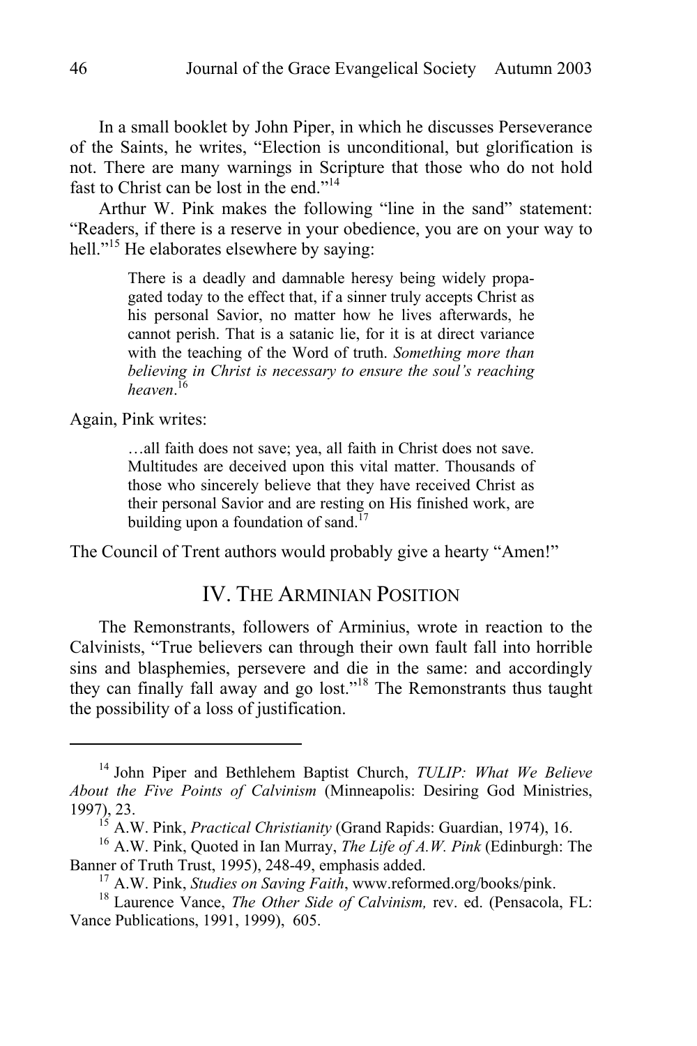In a small booklet by John Piper, in which he discusses Perseverance of the Saints, he writes, "Election is unconditional, but glorification is not. There are many warnings in Scripture that those who do not hold fast to Christ can be lost in the end."[14]

Arthur W. Pink makes the following "line in the sand" statement: "Readers, if there is a reserve in your obedience, you are on your way to hell."[15] He elaborates elsewhere by saying:

> There is a deadly and damnable heresy being widely propagated today to the effect that, if a sinner truly accepts Christ as his personal Savior, no matter how he lives afterwards, he cannot perish. That is a satanic lie, for it is at direct variance with the teaching of the Word of truth. *Something more than believing in Christ is necessary to ensure the soul's reaching heaven*.[16]

Again, Pink writes:

> …all faith does not save; yea, all faith in Christ does not save. Multitudes are deceived upon this vital matter. Thousands of those who sincerely believe that they have received Christ as their personal Savior and are resting on His finished work, are building upon a foundation of sand.[17]

The Council of Trent authors would probably give a hearty "Amen!"

## IV. The Arminian Position

The Remonstrants, followers of Arminius, wrote in reaction to the Calvinists, "True believers can through their own fault fall into horrible sins and blasphemies, persevere and die in the same: and accordingly they can finally fall away and go lost."[18] The Remonstrants thus taught the possibility of a loss of justification.

---

[14] John Piper and Bethlehem Baptist Church, *TULIP: What We Believe About the Five Points of Calvinism* (Minneapolis: Desiring God Ministries, 1997), 23.

[15] A.W. Pink, *Practical Christianity* (Grand Rapids: Guardian, 1974), 16.

[16] A.W. Pink, Quoted in Ian Murray, *The Life of A.W. Pink* (Edinburgh: The Banner of Truth Trust, 1995), 248-49, emphasis added.

[17] A.W. Pink, *Studies on Saving Faith*, www.reformed.org/books/pink.

[18] Laurence Vance, *The Other Side of Calvinism,* rev. ed. (Pensacola, FL: Vance Publications, 1991, 1999), 605.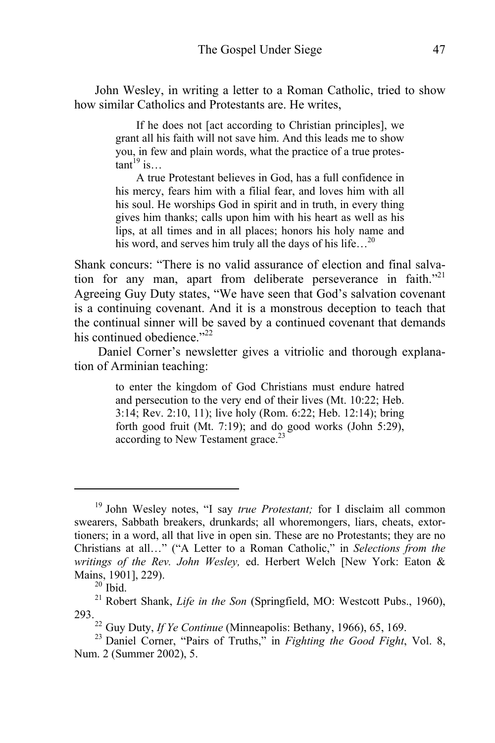John Wesley, in writing a letter to a Roman Catholic, tried to show how similar Catholics and Protestants are. He writes,

> If he does not [act according to Christian principles], we grant all his faith will not save him. And this leads me to show you, in few and plain words, what the practice of a true protestant[19] is…
>
> A true Protestant believes in God, has a full confidence in his mercy, fears him with a filial fear, and loves him with all his soul. He worships God in spirit and in truth, in every thing gives him thanks; calls upon him with his heart as well as his lips, at all times and in all places; honors his holy name and his word, and serves him truly all the days of his life…[20]

Shank concurs: "There is no valid assurance of election and final salvation for any man, apart from deliberate perseverance in faith."[21] Agreeing Guy Duty states, "We have seen that God's salvation covenant is a continuing covenant. And it is a monstrous deception to teach that the continual sinner will be saved by a continued covenant that demands his continued obedience."[22]

Daniel Corner's newsletter gives a vitriolic and thorough explanation of Arminian teaching:

> to enter the kingdom of God Christians must endure hatred and persecution to the very end of their lives (Mt. 10:22; Heb. 3:14; Rev. 2:10, 11); live holy (Rom. 6:22; Heb. 12:14); bring forth good fruit (Mt. 7:19); and do good works (John 5:29), according to New Testament grace.[23]

---

[19] John Wesley notes, "I say *true Protestant;* for I disclaim all common swearers, Sabbath breakers, drunkards; all whoremongers, liars, cheats, extortioners; in a word, all that live in open sin. These are no Protestants; they are no Christians at all…" ("A Letter to a Roman Catholic," in *Selections from the writings of the Rev. John Wesley,* ed. Herbert Welch [New York: Eaton & Mains, 1901], 229).

[20] Ibid.

[21] Robert Shank, *Life in the Son* (Springfield, MO: Westcott Pubs., 1960), 293.

[22] Guy Duty, *If Ye Continue* (Minneapolis: Bethany, 1966), 65, 169.

[23] Daniel Corner, "Pairs of Truths," in *Fighting the Good Fight*, Vol. 8, Num. 2 (Summer 2002), 5.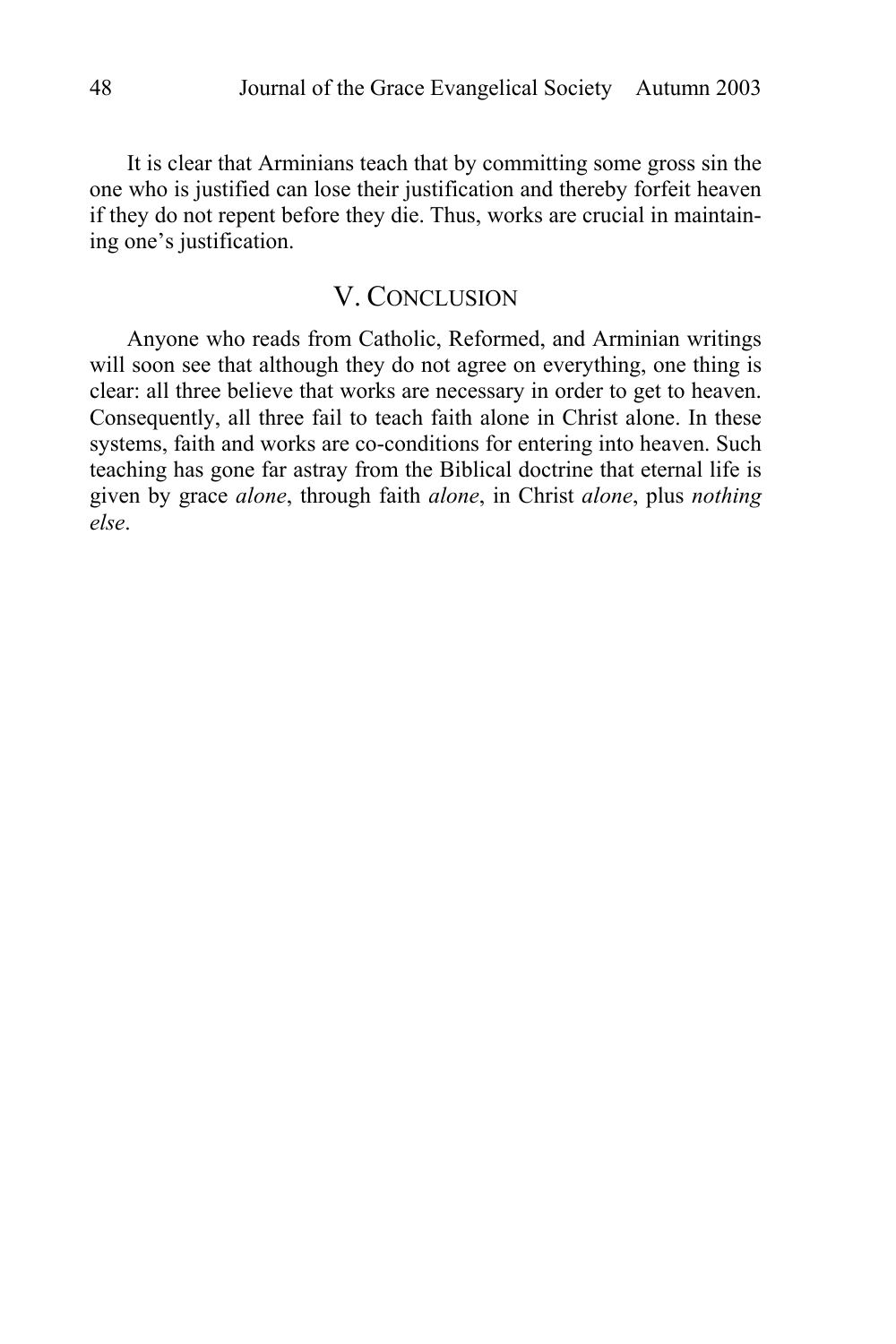It is clear that Arminians teach that by committing some gross sin the one who is justified can lose their justification and thereby forfeit heaven if they do not repent before they die. Thus, works are crucial in maintaining one's justification.

## V. Conclusion

Anyone who reads from Catholic, Reformed, and Arminian writings will soon see that although they do not agree on everything, one thing is clear: all three believe that works are necessary in order to get to heaven. Consequently, all three fail to teach faith alone in Christ alone. In these systems, faith and works are co-conditions for entering into heaven. Such teaching has gone far astray from the Biblical doctrine that eternal life is given by grace *alone*, through faith *alone*, in Christ *alone*, plus *nothing else*.